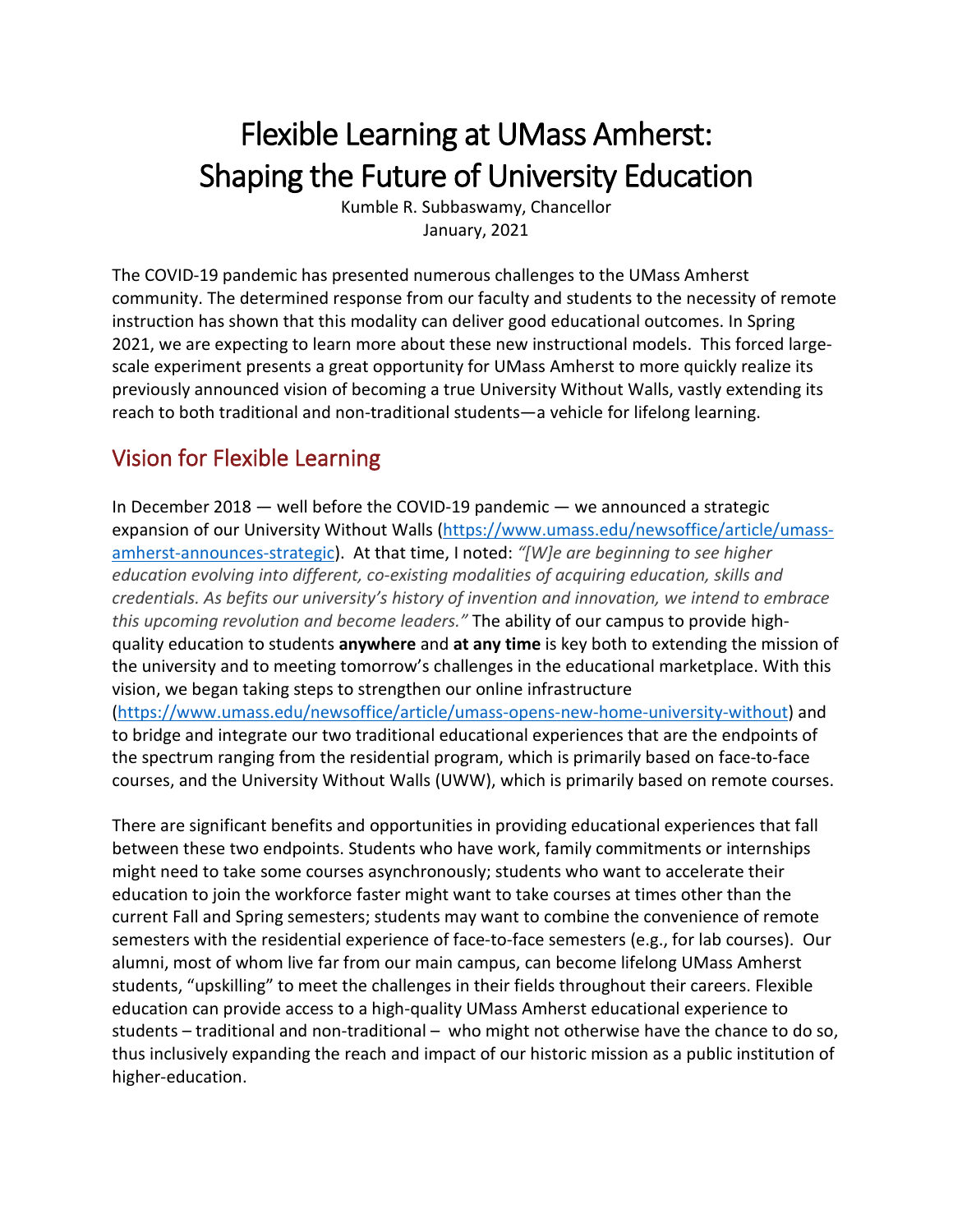# Flexible Learning at UMass Amherst: Shaping the Future of University Education

Kumble R. Subbaswamy, Chancellor
January, 2021

The COVID-19 pandemic has presented numerous challenges to the UMass Amherst community. The determined response from our faculty and students to the necessity of remote instruction has shown that this modality can deliver good educational outcomes. In Spring 2021, we are expecting to learn more about these new instructional models. This forced large-scale experiment presents a great opportunity for UMass Amherst to more quickly realize its previously announced vision of becoming a true University Without Walls, vastly extending its reach to both traditional and non-traditional students—a vehicle for lifelong learning.

## Vision for Flexible Learning

In December 2018 — well before the COVID-19 pandemic — we announced a strategic expansion of our University Without Walls ([https://www.umass.edu/newsoffice/article/umass-amherst-announces-strategic](https://www.umass.edu/newsoffice/article/umass-amherst-announces-strategic)). At that time, I noted: *"[W]e are beginning to see higher education evolving into different, co-existing modalities of acquiring education, skills and credentials. As befits our university's history of invention and innovation, we intend to embrace this upcoming revolution and become leaders."* The ability of our campus to provide high-quality education to students **anywhere** and **at any time** is key both to extending the mission of the university and to meeting tomorrow's challenges in the educational marketplace. With this vision, we began taking steps to strengthen our online infrastructure ([https://www.umass.edu/newsoffice/article/umass-opens-new-home-university-without](https://www.umass.edu/newsoffice/article/umass-opens-new-home-university-without)) and to bridge and integrate our two traditional educational experiences that are the endpoints of the spectrum ranging from the residential program, which is primarily based on face-to-face courses, and the University Without Walls (UWW), which is primarily based on remote courses.

There are significant benefits and opportunities in providing educational experiences that fall between these two endpoints. Students who have work, family commitments or internships might need to take some courses asynchronously; students who want to accelerate their education to join the workforce faster might want to take courses at times other than the current Fall and Spring semesters; students may want to combine the convenience of remote semesters with the residential experience of face-to-face semesters (e.g., for lab courses). Our alumni, most of whom live far from our main campus, can become lifelong UMass Amherst students, "upskilling" to meet the challenges in their fields throughout their careers. Flexible education can provide access to a high-quality UMass Amherst educational experience to students – traditional and non-traditional – who might not otherwise have the chance to do so, thus inclusively expanding the reach and impact of our historic mission as a public institution of higher-education.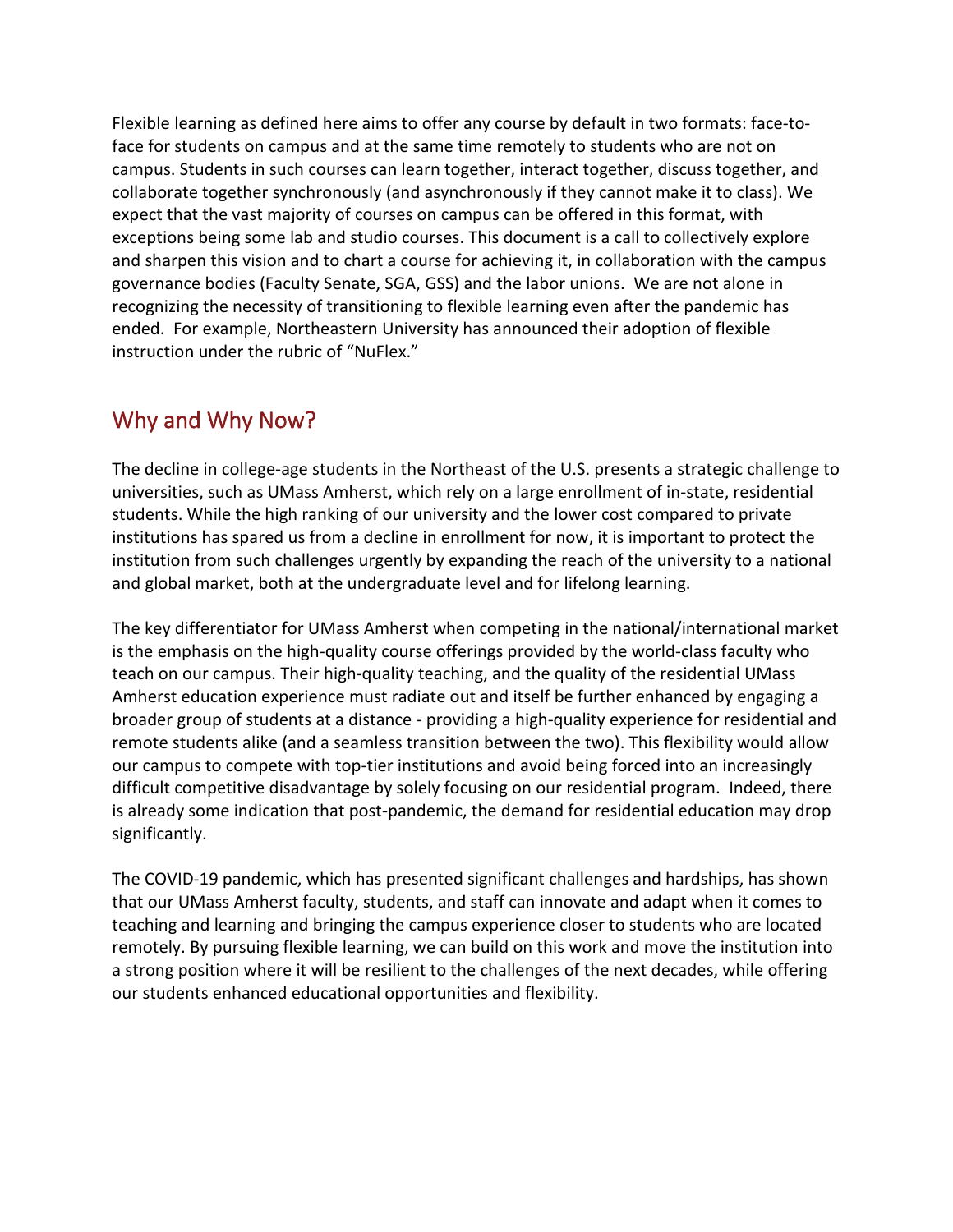Flexible learning as defined here aims to offer any course by default in two formats: face-to-face for students on campus and at the same time remotely to students who are not on campus. Students in such courses can learn together, interact together, discuss together, and collaborate together synchronously (and asynchronously if they cannot make it to class). We expect that the vast majority of courses on campus can be offered in this format, with exceptions being some lab and studio courses. This document is a call to collectively explore and sharpen this vision and to chart a course for achieving it, in collaboration with the campus governance bodies (Faculty Senate, SGA, GSS) and the labor unions. We are not alone in recognizing the necessity of transitioning to flexible learning even after the pandemic has ended. For example, Northeastern University has announced their adoption of flexible instruction under the rubric of "NuFlex."

## Why and Why Now?

The decline in college-age students in the Northeast of the U.S. presents a strategic challenge to universities, such as UMass Amherst, which rely on a large enrollment of in-state, residential students. While the high ranking of our university and the lower cost compared to private institutions has spared us from a decline in enrollment for now, it is important to protect the institution from such challenges urgently by expanding the reach of the university to a national and global market, both at the undergraduate level and for lifelong learning.

The key differentiator for UMass Amherst when competing in the national/international market is the emphasis on the high-quality course offerings provided by the world-class faculty who teach on our campus. Their high-quality teaching, and the quality of the residential UMass Amherst education experience must radiate out and itself be further enhanced by engaging a broader group of students at a distance - providing a high-quality experience for residential and remote students alike (and a seamless transition between the two). This flexibility would allow our campus to compete with top-tier institutions and avoid being forced into an increasingly difficult competitive disadvantage by solely focusing on our residential program. Indeed, there is already some indication that post-pandemic, the demand for residential education may drop significantly.

The COVID-19 pandemic, which has presented significant challenges and hardships, has shown that our UMass Amherst faculty, students, and staff can innovate and adapt when it comes to teaching and learning and bringing the campus experience closer to students who are located remotely. By pursuing flexible learning, we can build on this work and move the institution into a strong position where it will be resilient to the challenges of the next decades, while offering our students enhanced educational opportunities and flexibility.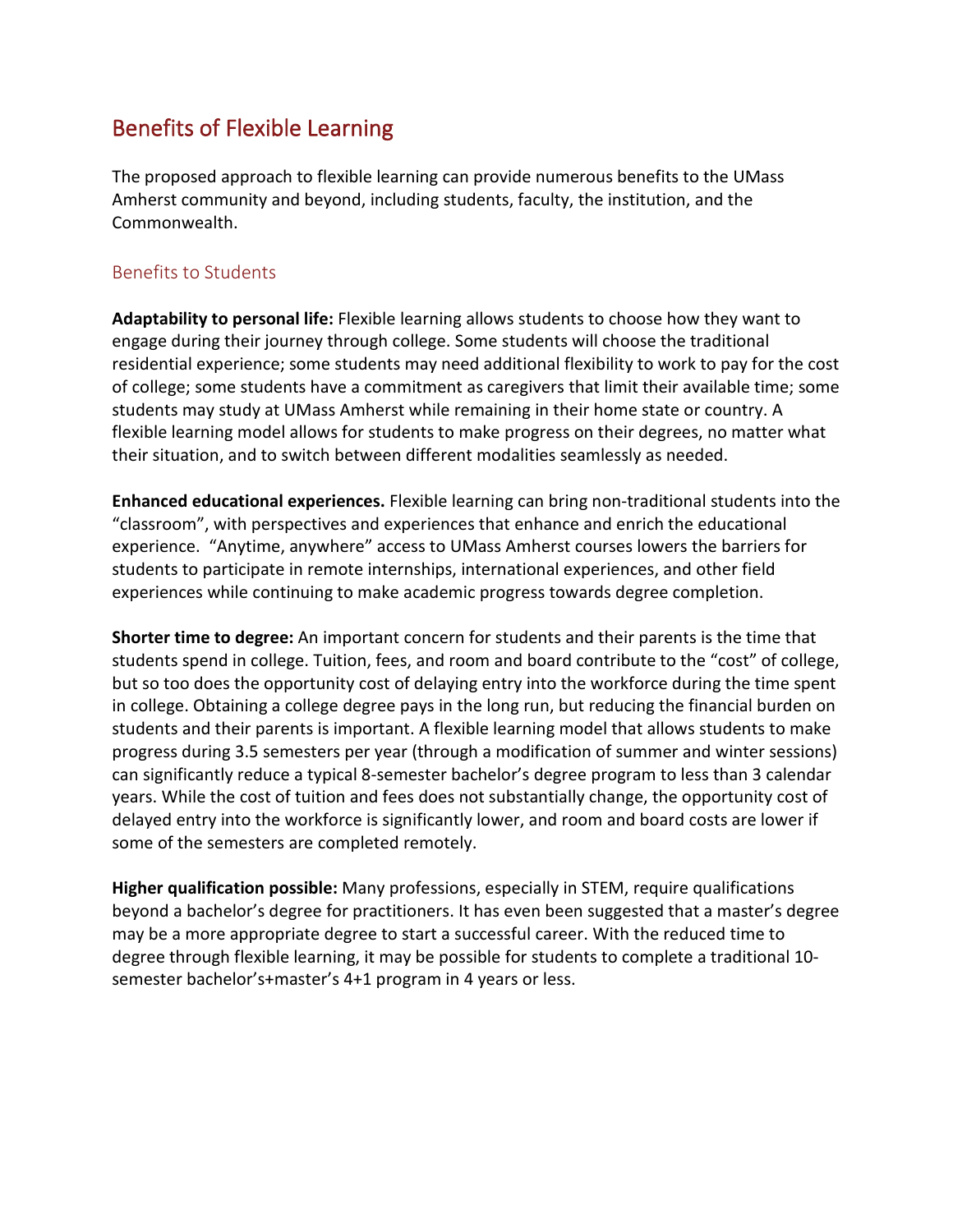## Benefits of Flexible Learning

The proposed approach to flexible learning can provide numerous benefits to the UMass Amherst community and beyond, including students, faculty, the institution, and the Commonwealth.

### Benefits to Students

**Adaptability to personal life:** Flexible learning allows students to choose how they want to engage during their journey through college. Some students will choose the traditional residential experience; some students may need additional flexibility to work to pay for the cost of college; some students have a commitment as caregivers that limit their available time; some students may study at UMass Amherst while remaining in their home state or country. A flexible learning model allows for students to make progress on their degrees, no matter what their situation, and to switch between different modalities seamlessly as needed.

**Enhanced educational experiences.** Flexible learning can bring non-traditional students into the "classroom", with perspectives and experiences that enhance and enrich the educational experience. "Anytime, anywhere" access to UMass Amherst courses lowers the barriers for students to participate in remote internships, international experiences, and other field experiences while continuing to make academic progress towards degree completion.

**Shorter time to degree:** An important concern for students and their parents is the time that students spend in college. Tuition, fees, and room and board contribute to the "cost" of college, but so too does the opportunity cost of delaying entry into the workforce during the time spent in college. Obtaining a college degree pays in the long run, but reducing the financial burden on students and their parents is important. A flexible learning model that allows students to make progress during 3.5 semesters per year (through a modification of summer and winter sessions) can significantly reduce a typical 8-semester bachelor's degree program to less than 3 calendar years. While the cost of tuition and fees does not substantially change, the opportunity cost of delayed entry into the workforce is significantly lower, and room and board costs are lower if some of the semesters are completed remotely.

**Higher qualification possible:** Many professions, especially in STEM, require qualifications beyond a bachelor's degree for practitioners. It has even been suggested that a master's degree may be a more appropriate degree to start a successful career. With the reduced time to degree through flexible learning, it may be possible for students to complete a traditional 10-semester bachelor's+master's 4+1 program in 4 years or less.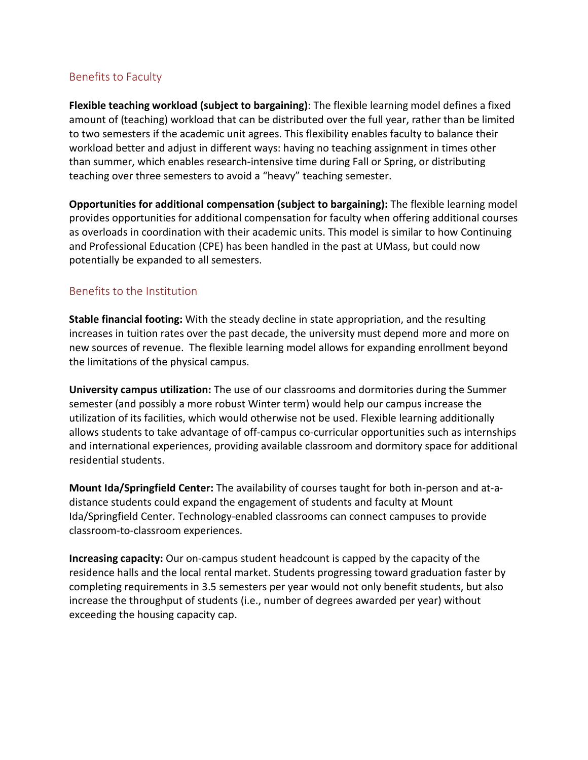## Benefits to Faculty

**Flexible teaching workload (subject to bargaining)**: The flexible learning model defines a fixed amount of (teaching) workload that can be distributed over the full year, rather than be limited to two semesters if the academic unit agrees. This flexibility enables faculty to balance their workload better and adjust in different ways: having no teaching assignment in times other than summer, which enables research-intensive time during Fall or Spring, or distributing teaching over three semesters to avoid a "heavy" teaching semester.

**Opportunities for additional compensation (subject to bargaining):** The flexible learning model provides opportunities for additional compensation for faculty when offering additional courses as overloads in coordination with their academic units. This model is similar to how Continuing and Professional Education (CPE) has been handled in the past at UMass, but could now potentially be expanded to all semesters.

## Benefits to the Institution

**Stable financial footing:** With the steady decline in state appropriation, and the resulting increases in tuition rates over the past decade, the university must depend more and more on new sources of revenue. The flexible learning model allows for expanding enrollment beyond the limitations of the physical campus.

**University campus utilization:** The use of our classrooms and dormitories during the Summer semester (and possibly a more robust Winter term) would help our campus increase the utilization of its facilities, which would otherwise not be used. Flexible learning additionally allows students to take advantage of off-campus co-curricular opportunities such as internships and international experiences, providing available classroom and dormitory space for additional residential students.

**Mount Ida/Springfield Center:** The availability of courses taught for both in-person and at-a-distance students could expand the engagement of students and faculty at Mount Ida/Springfield Center. Technology-enabled classrooms can connect campuses to provide classroom-to-classroom experiences.

**Increasing capacity:** Our on-campus student headcount is capped by the capacity of the residence halls and the local rental market. Students progressing toward graduation faster by completing requirements in 3.5 semesters per year would not only benefit students, but also increase the throughput of students (i.e., number of degrees awarded per year) without exceeding the housing capacity cap.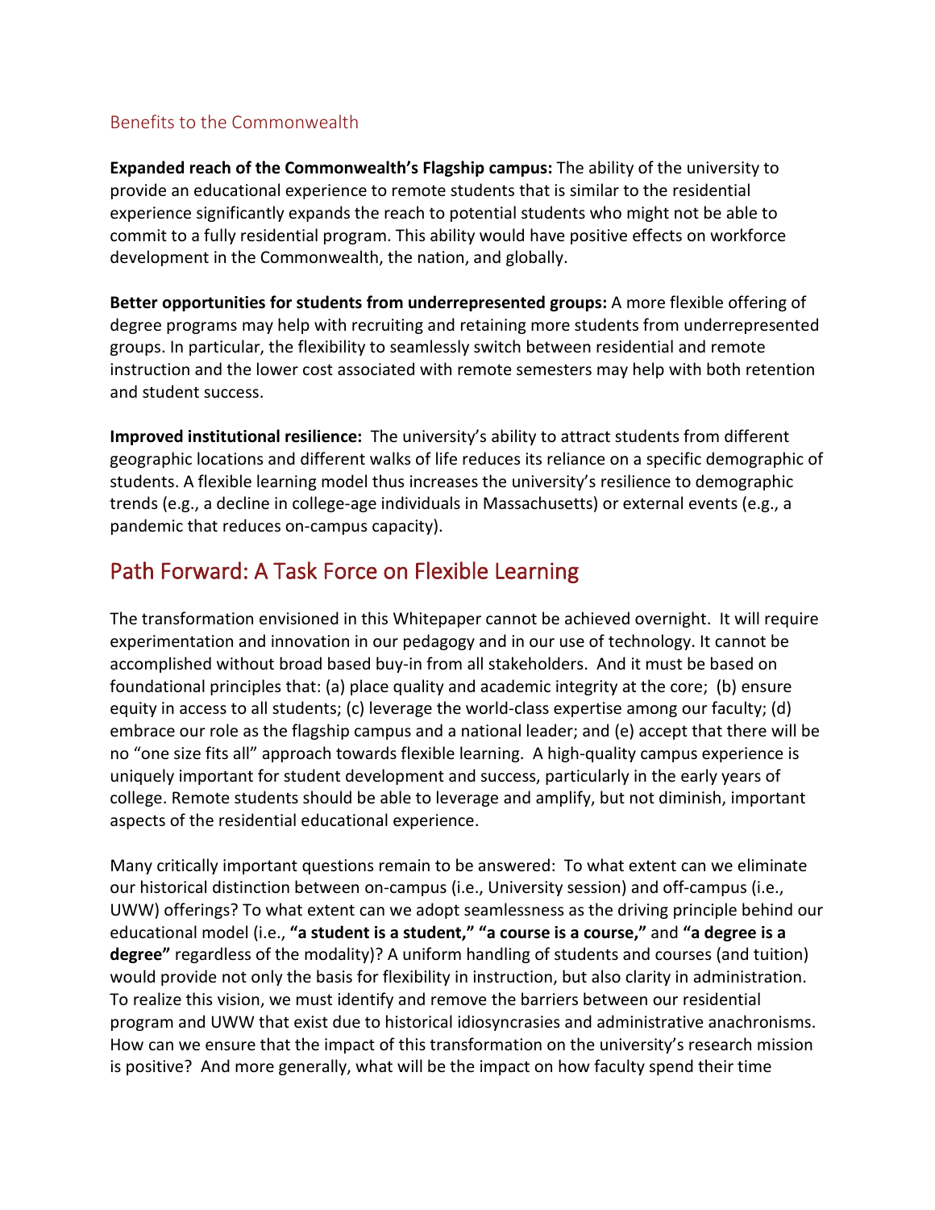### Benefits to the Commonwealth

**Expanded reach of the Commonwealth's Flagship campus:** The ability of the university to provide an educational experience to remote students that is similar to the residential experience significantly expands the reach to potential students who might not be able to commit to a fully residential program. This ability would have positive effects on workforce development in the Commonwealth, the nation, and globally.

**Better opportunities for students from underrepresented groups:** A more flexible offering of degree programs may help with recruiting and retaining more students from underrepresented groups. In particular, the flexibility to seamlessly switch between residential and remote instruction and the lower cost associated with remote semesters may help with both retention and student success.

**Improved institutional resilience:** The university's ability to attract students from different geographic locations and different walks of life reduces its reliance on a specific demographic of students. A flexible learning model thus increases the university's resilience to demographic trends (e.g., a decline in college-age individuals in Massachusetts) or external events (e.g., a pandemic that reduces on-campus capacity).

## Path Forward: A Task Force on Flexible Learning

The transformation envisioned in this Whitepaper cannot be achieved overnight. It will require experimentation and innovation in our pedagogy and in our use of technology. It cannot be accomplished without broad based buy-in from all stakeholders. And it must be based on foundational principles that: (a) place quality and academic integrity at the core; (b) ensure equity in access to all students; (c) leverage the world-class expertise among our faculty; (d) embrace our role as the flagship campus and a national leader; and (e) accept that there will be no "one size fits all" approach towards flexible learning. A high-quality campus experience is uniquely important for student development and success, particularly in the early years of college. Remote students should be able to leverage and amplify, but not diminish, important aspects of the residential educational experience.

Many critically important questions remain to be answered: To what extent can we eliminate our historical distinction between on-campus (i.e., University session) and off-campus (i.e., UWW) offerings? To what extent can we adopt seamlessness as the driving principle behind our educational model (i.e., **"a student is a student," "a course is a course,"** and **"a degree is a degree"** regardless of the modality)? A uniform handling of students and courses (and tuition) would provide not only the basis for flexibility in instruction, but also clarity in administration. To realize this vision, we must identify and remove the barriers between our residential program and UWW that exist due to historical idiosyncrasies and administrative anachronisms. How can we ensure that the impact of this transformation on the university's research mission is positive? And more generally, what will be the impact on how faculty spend their time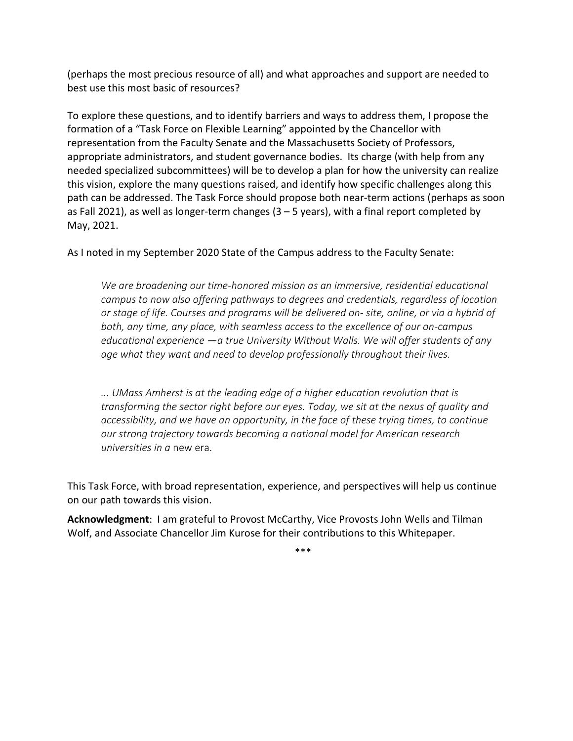(perhaps the most precious resource of all) and what approaches and support are needed to best use this most basic of resources?

To explore these questions, and to identify barriers and ways to address them, I propose the formation of a "Task Force on Flexible Learning" appointed by the Chancellor with representation from the Faculty Senate and the Massachusetts Society of Professors, appropriate administrators, and student governance bodies. Its charge (with help from any needed specialized subcommittees) will be to develop a plan for how the university can realize this vision, explore the many questions raised, and identify how specific challenges along this path can be addressed. The Task Force should propose both near-term actions (perhaps as soon as Fall 2021), as well as longer-term changes (3 – 5 years), with a final report completed by May, 2021.

As I noted in my September 2020 State of the Campus address to the Faculty Senate:

> *We are broadening our time-honored mission as an immersive, residential educational campus to now also offering pathways to degrees and credentials, regardless of location or stage of life. Courses and programs will be delivered on- site, online, or via a hybrid of both, any time, any place, with seamless access to the excellence of our on-campus educational experience —a true University Without Walls. We will offer students of any age what they want and need to develop professionally throughout their lives.*
>
> *... UMass Amherst is at the leading edge of a higher education revolution that is transforming the sector right before our eyes. Today, we sit at the nexus of quality and accessibility, and we have an opportunity, in the face of these trying times, to continue our strong trajectory towards becoming a national model for American research universities in a* new era.

This Task Force, with broad representation, experience, and perspectives will help us continue on our path towards this vision.

**Acknowledgment**: I am grateful to Provost McCarthy, Vice Provosts John Wells and Tilman Wolf, and Associate Chancellor Jim Kurose for their contributions to this Whitepaper.

***